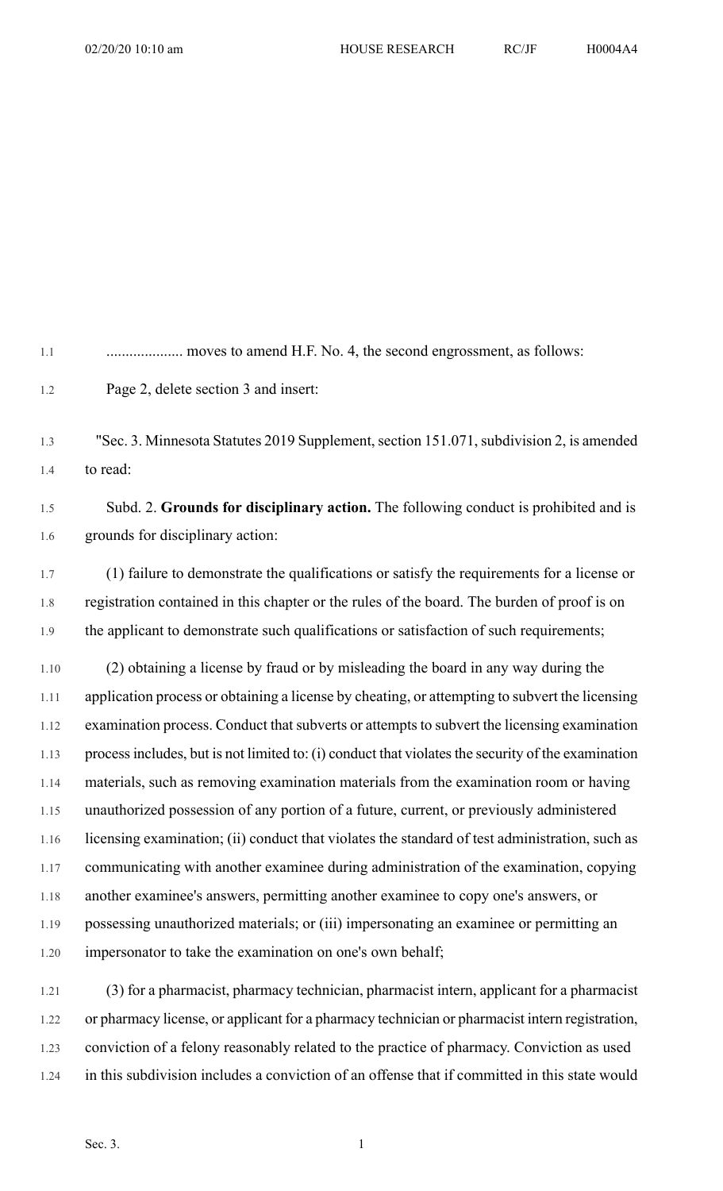.................... moves to amend H.F. No. 4, the second engrossment, as follows:

Page 2, delete section 3 and insert:

"Sec. 3. Minnesota Statutes 2019 Supplement, section 151.071, subdivision 2, is amended to read:

Subd. 2. **Grounds for disciplinary action.** The following conduct is prohibited and is grounds for disciplinary action:

(1) failure to demonstrate the qualifications or satisfy the requirements for a license or registration contained in this chapter or the rules of the board. The burden of proof is on the applicant to demonstrate such qualifications or satisfaction of such requirements;

(2) obtaining a license by fraud or by misleading the board in any way during the application process or obtaining a license by cheating, or attempting to subvert the licensing examination process. Conduct that subverts or attempts to subvert the licensing examination process includes, but is not limited to: (i) conduct that violates the security of the examination materials, such as removing examination materials from the examination room or having unauthorized possession of any portion of a future, current, or previously administered licensing examination; (ii) conduct that violates the standard of test administration, such as communicating with another examinee during administration of the examination, copying another examinee's answers, permitting another examinee to copy one's answers, or possessing unauthorized materials; or (iii) impersonating an examinee or permitting an impersonator to take the examination on one's own behalf;

(3) for a pharmacist, pharmacy technician, pharmacist intern, applicant for a pharmacist or pharmacy license, or applicant for a pharmacy technician or pharmacist intern registration, conviction of a felony reasonably related to the practice of pharmacy. Conviction as used in this subdivision includes a conviction of an offense that if committed in this state would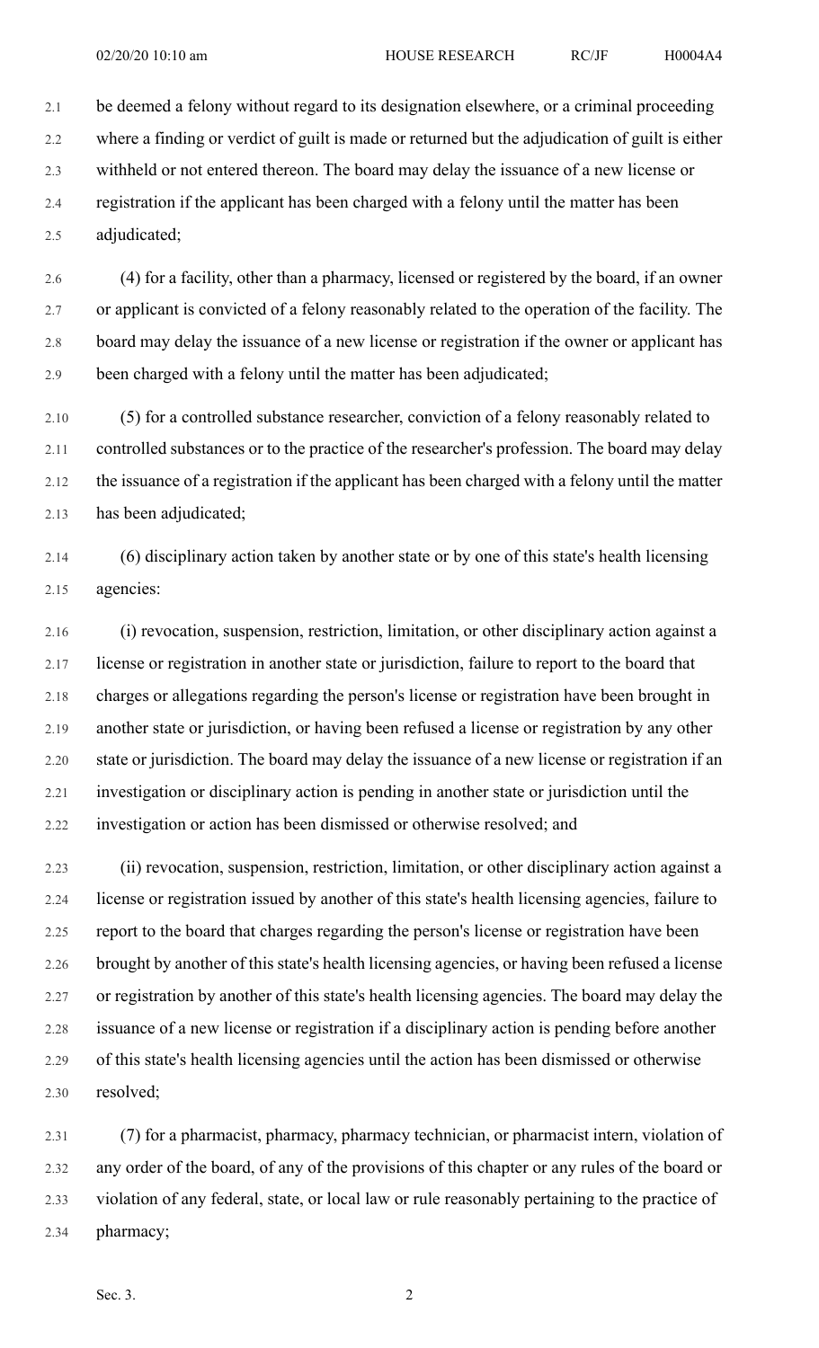be deemed a felony without regard to its designation elsewhere, or a criminal proceeding where a finding or verdict of guilt is made or returned but the adjudication of guilt is either withheld or not entered thereon. The board may delay the issuance of a new license or registration if the applicant has been charged with a felony until the matter has been adjudicated;

(4) for a facility, other than a pharmacy, licensed or registered by the board, if an owner or applicant is convicted of a felony reasonably related to the operation of the facility. The board may delay the issuance of a new license or registration if the owner or applicant has been charged with a felony until the matter has been adjudicated;

(5) for a controlled substance researcher, conviction of a felony reasonably related to controlled substances or to the practice of the researcher's profession. The board may delay the issuance of a registration if the applicant has been charged with a felony until the matter has been adjudicated;

(6) disciplinary action taken by another state or by one of this state's health licensing agencies:

(i) revocation, suspension, restriction, limitation, or other disciplinary action against a license or registration in another state or jurisdiction, failure to report to the board that charges or allegations regarding the person's license or registration have been brought in another state or jurisdiction, or having been refused a license or registration by any other state or jurisdiction. The board may delay the issuance of a new license or registration if an investigation or disciplinary action is pending in another state or jurisdiction until the investigation or action has been dismissed or otherwise resolved; and

(ii) revocation, suspension, restriction, limitation, or other disciplinary action against a license or registration issued by another of this state's health licensing agencies, failure to report to the board that charges regarding the person's license or registration have been brought by another of this state's health licensing agencies, or having been refused a license or registration by another of this state's health licensing agencies. The board may delay the issuance of a new license or registration if a disciplinary action is pending before another of this state's health licensing agencies until the action has been dismissed or otherwise resolved;

(7) for a pharmacist, pharmacy, pharmacy technician, or pharmacist intern, violation of any order of the board, of any of the provisions of this chapter or any rules of the board or violation of any federal, state, or local law or rule reasonably pertaining to the practice of pharmacy;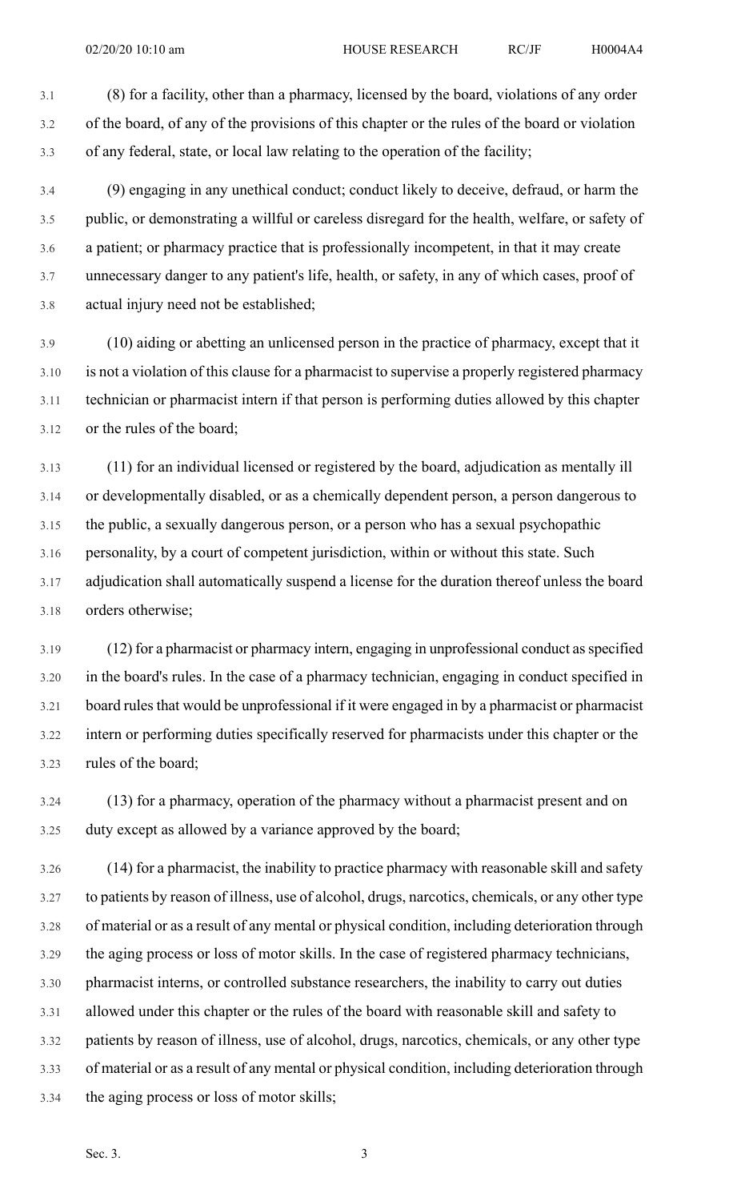(8) for a facility, other than a pharmacy, licensed by the board, violations of any order of the board, of any of the provisions of this chapter or the rules of the board or violation of any federal, state, or local law relating to the operation of the facility;

(9) engaging in any unethical conduct; conduct likely to deceive, defraud, or harm the public, or demonstrating a willful or careless disregard for the health, welfare, or safety of a patient; or pharmacy practice that is professionally incompetent, in that it may create unnecessary danger to any patient's life, health, or safety, in any of which cases, proof of actual injury need not be established;

(10) aiding or abetting an unlicensed person in the practice of pharmacy, except that it is not a violation of this clause for a pharmacist to supervise a properly registered pharmacy technician or pharmacist intern if that person is performing duties allowed by this chapter or the rules of the board;

(11) for an individual licensed or registered by the board, adjudication as mentally ill or developmentally disabled, or as a chemically dependent person, a person dangerous to the public, a sexually dangerous person, or a person who has a sexual psychopathic personality, by a court of competent jurisdiction, within or without this state. Such adjudication shall automatically suspend a license for the duration thereof unless the board orders otherwise;

(12) for a pharmacist or pharmacy intern, engaging in unprofessional conduct as specified in the board's rules. In the case of a pharmacy technician, engaging in conduct specified in board rules that would be unprofessional if it were engaged in by a pharmacist or pharmacist intern or performing duties specifically reserved for pharmacists under this chapter or the rules of the board;

(13) for a pharmacy, operation of the pharmacy without a pharmacist present and on duty except as allowed by a variance approved by the board;

(14) for a pharmacist, the inability to practice pharmacy with reasonable skill and safety to patients by reason of illness, use of alcohol, drugs, narcotics, chemicals, or any other type of material or as a result of any mental or physical condition, including deterioration through the aging process or loss of motor skills. In the case of registered pharmacy technicians, pharmacist interns, or controlled substance researchers, the inability to carry out duties allowed under this chapter or the rules of the board with reasonable skill and safety to patients by reason of illness, use of alcohol, drugs, narcotics, chemicals, or any other type of material or as a result of any mental or physical condition, including deterioration through the aging process or loss of motor skills;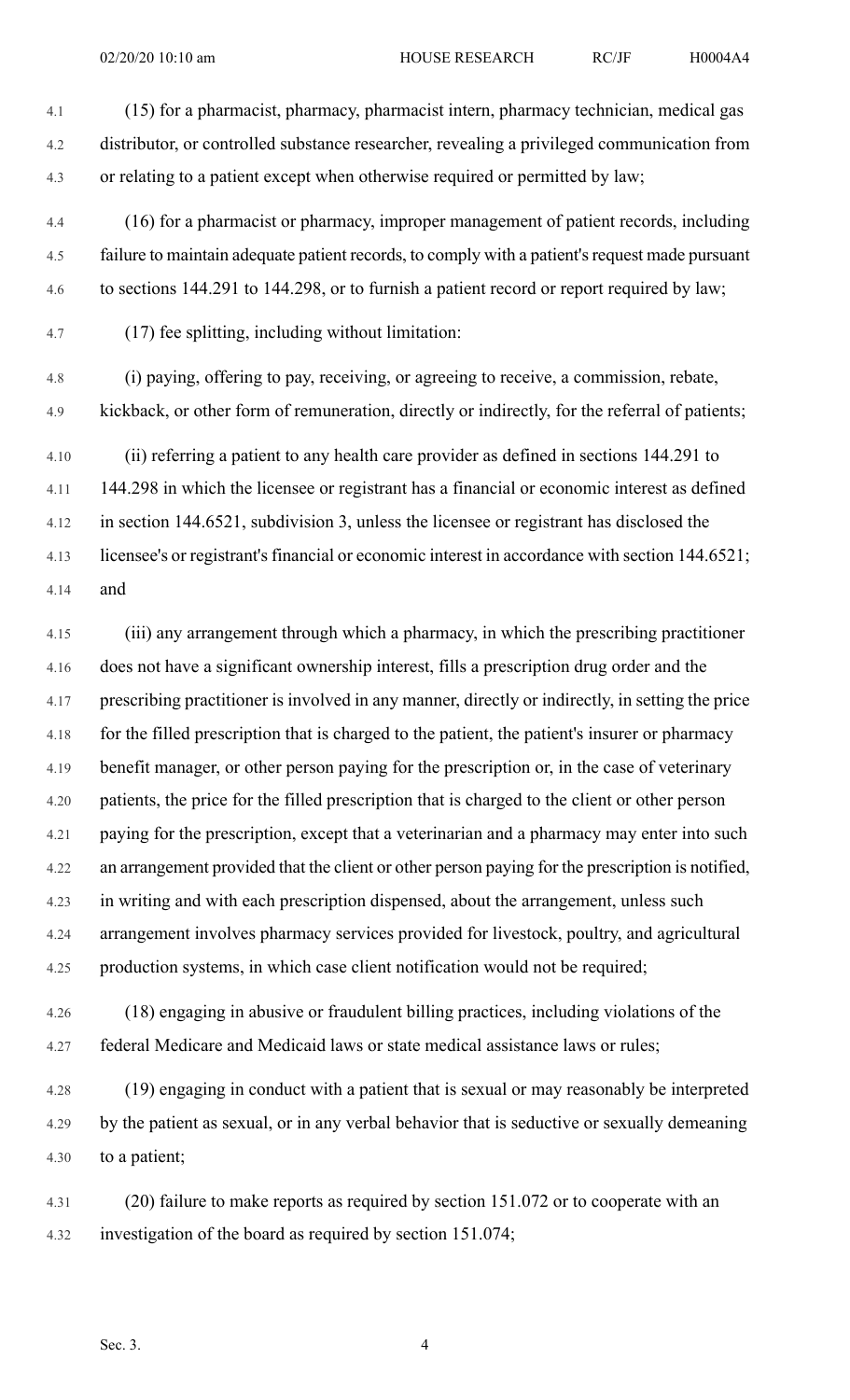(15) for a pharmacist, pharmacy, pharmacist intern, pharmacy technician, medical gas distributor, or controlled substance researcher, revealing a privileged communication from or relating to a patient except when otherwise required or permitted by law;

(16) for a pharmacist or pharmacy, improper management of patient records, including failure to maintain adequate patient records, to comply with a patient's request made pursuant to sections 144.291 to 144.298, or to furnish a patient record or report required by law;

(17) fee splitting, including without limitation:

(i) paying, offering to pay, receiving, or agreeing to receive, a commission, rebate, kickback, or other form of remuneration, directly or indirectly, for the referral of patients;

(ii) referring a patient to any health care provider as defined in sections 144.291 to 144.298 in which the licensee or registrant has a financial or economic interest as defined in section 144.6521, subdivision 3, unless the licensee or registrant has disclosed the licensee's or registrant's financial or economic interest in accordance with section 144.6521; and

(iii) any arrangement through which a pharmacy, in which the prescribing practitioner does not have a significant ownership interest, fills a prescription drug order and the prescribing practitioner is involved in any manner, directly or indirectly, in setting the price for the filled prescription that is charged to the patient, the patient's insurer or pharmacy benefit manager, or other person paying for the prescription or, in the case of veterinary patients, the price for the filled prescription that is charged to the client or other person paying for the prescription, except that a veterinarian and a pharmacy may enter into such an arrangement provided that the client or other person paying for the prescription is notified, in writing and with each prescription dispensed, about the arrangement, unless such arrangement involves pharmacy services provided for livestock, poultry, and agricultural production systems, in which case client notification would not be required;

(18) engaging in abusive or fraudulent billing practices, including violations of the federal Medicare and Medicaid laws or state medical assistance laws or rules;

(19) engaging in conduct with a patient that is sexual or may reasonably be interpreted by the patient as sexual, or in any verbal behavior that is seductive or sexually demeaning to a patient;

(20) failure to make reports as required by section 151.072 or to cooperate with an investigation of the board as required by section 151.074;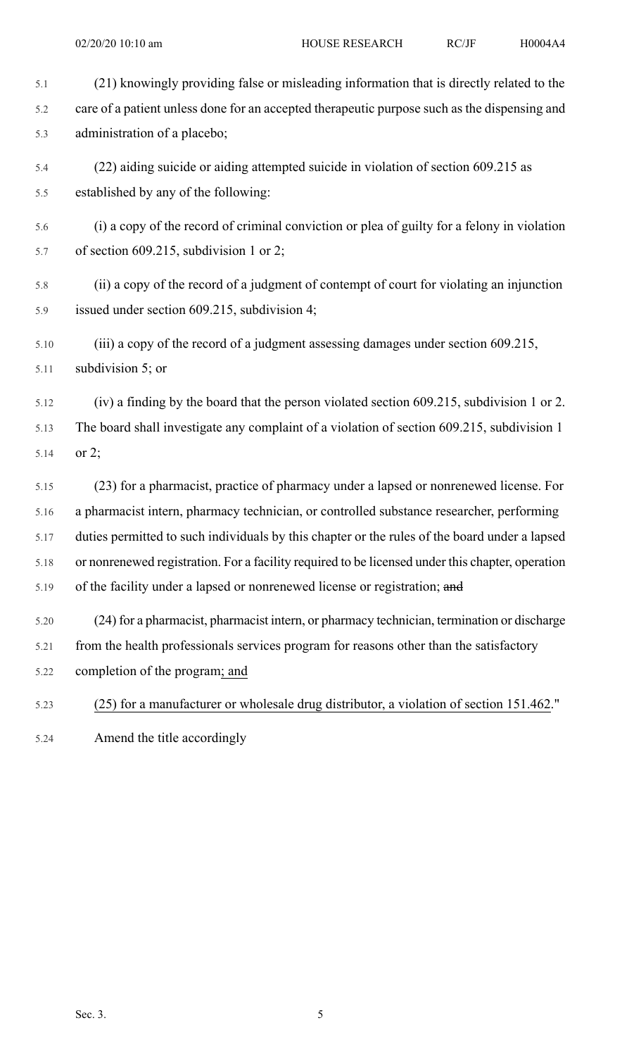(21) knowingly providing false or misleading information that is directly related to the care of a patient unless done for an accepted therapeutic purpose such as the dispensing and administration of a placebo;

(22) aiding suicide or aiding attempted suicide in violation of section 609.215 as established by any of the following:

(i) a copy of the record of criminal conviction or plea of guilty for a felony in violation of section 609.215, subdivision 1 or 2;

(ii) a copy of the record of a judgment of contempt of court for violating an injunction issued under section 609.215, subdivision 4;

(iii) a copy of the record of a judgment assessing damages under section 609.215, subdivision 5; or

(iv) a finding by the board that the person violated section 609.215, subdivision 1 or 2. The board shall investigate any complaint of a violation of section 609.215, subdivision 1 or 2;

(23) for a pharmacist, practice of pharmacy under a lapsed or nonrenewed license. For a pharmacist intern, pharmacy technician, or controlled substance researcher, performing duties permitted to such individuals by this chapter or the rules of the board under a lapsed or nonrenewed registration. For a facility required to be licensed under this chapter, operation of the facility under a lapsed or nonrenewed license or registration; ~~and~~

(24) for a pharmacist, pharmacist intern, or pharmacy technician, termination or discharge from the health professionals services program for reasons other than the satisfactory completion of the program; and

(25) for a manufacturer or wholesale drug distributor, a violation of section 151.462."

Amend the title accordingly